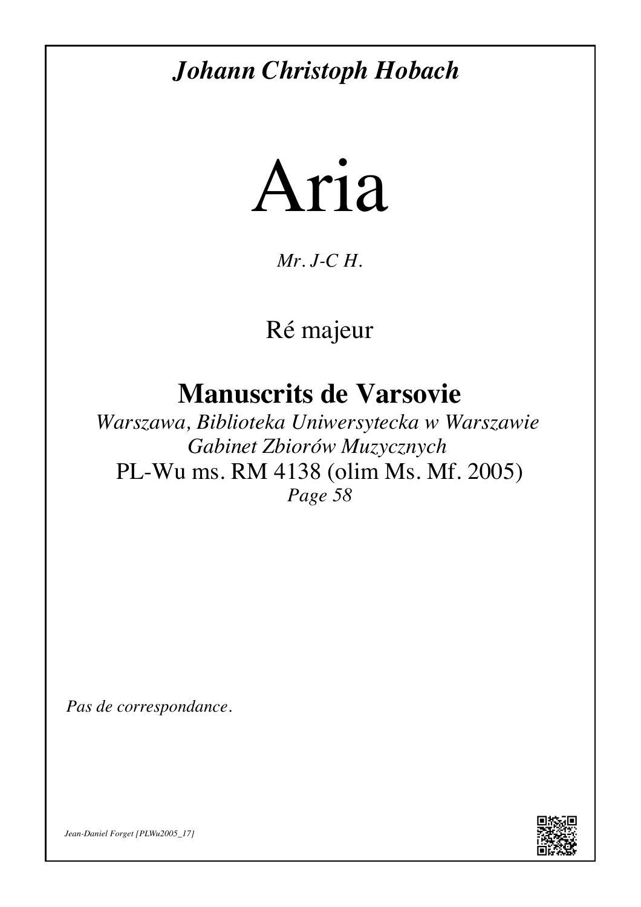***Johann Christoph Hobach***

# Aria

*Mr. J-C H.*

Ré majeur

## Manuscrits de Varsovie

*Warszawa, Biblioteka Uniwersytecka w Warszawie*
*Gabinet Zbiorów Muzycznych*
PL-Wu ms. RM 4138 (olim Ms. Mf. 2005)
*Page 58*

*Pas de correspondance.*

*Jean-Daniel Forget [PLWu2005_17]*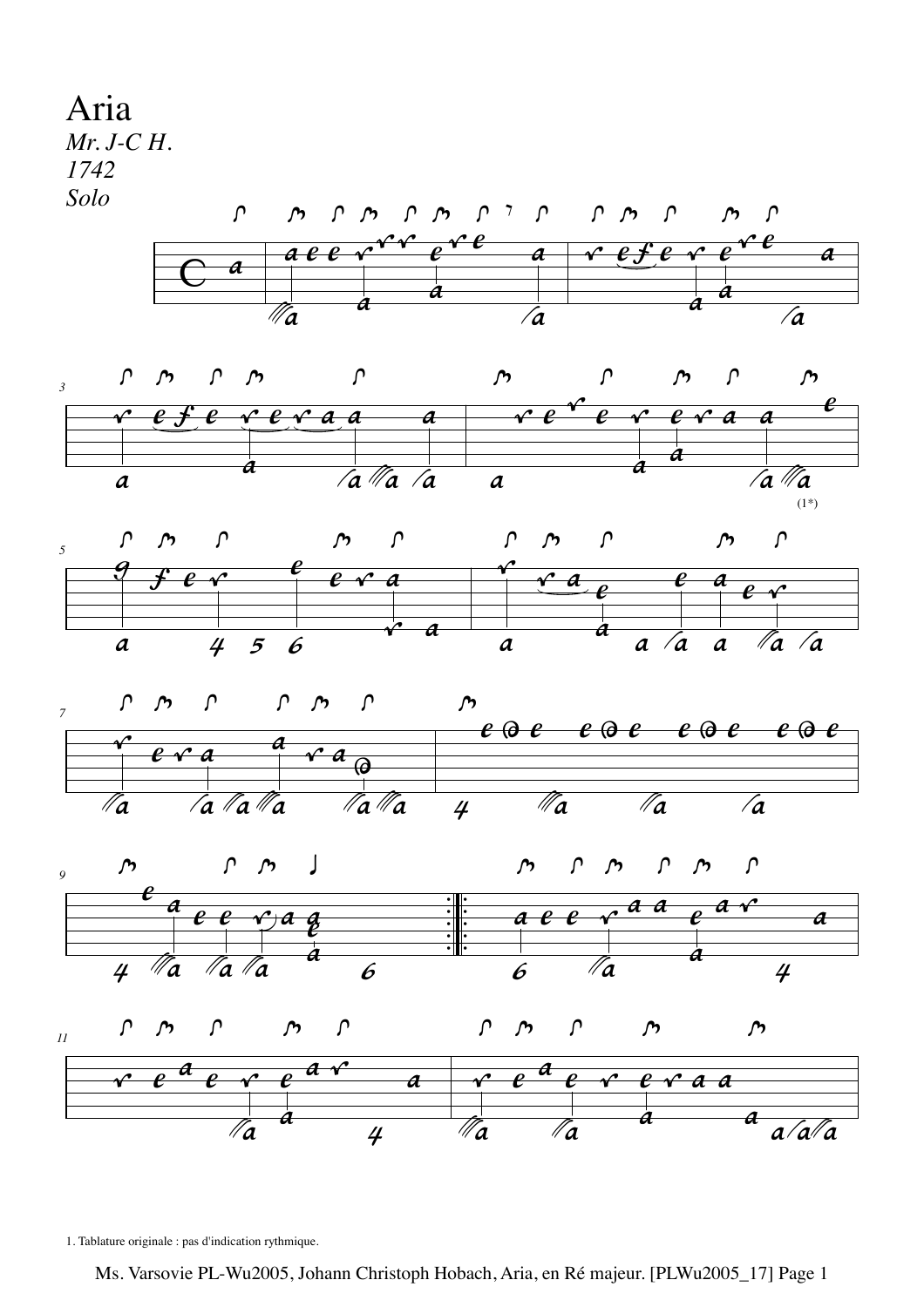# Aria

*Mr. J-C H.*
*1742*
*Solo*

1. Tablature originale : pas d'indication rythmique.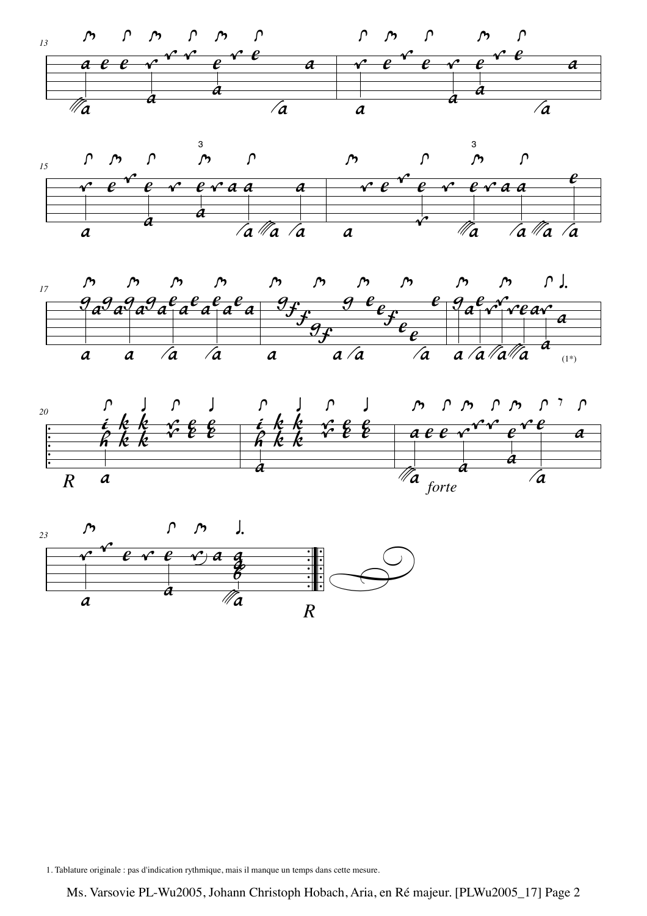1. Tablature originale : pas d'indication rythmique, mais il manque un temps dans cette mesure.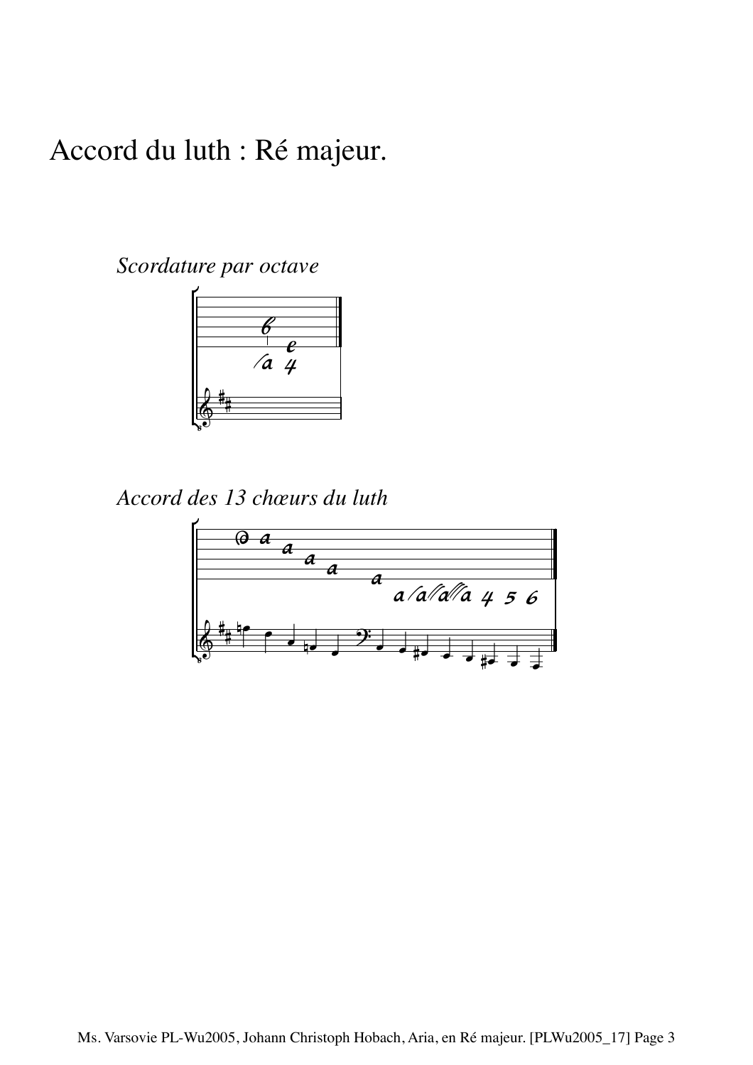# Accord du luth : Ré majeur.

*Scordature par octave*

*Accord des 13 chœurs du luth*